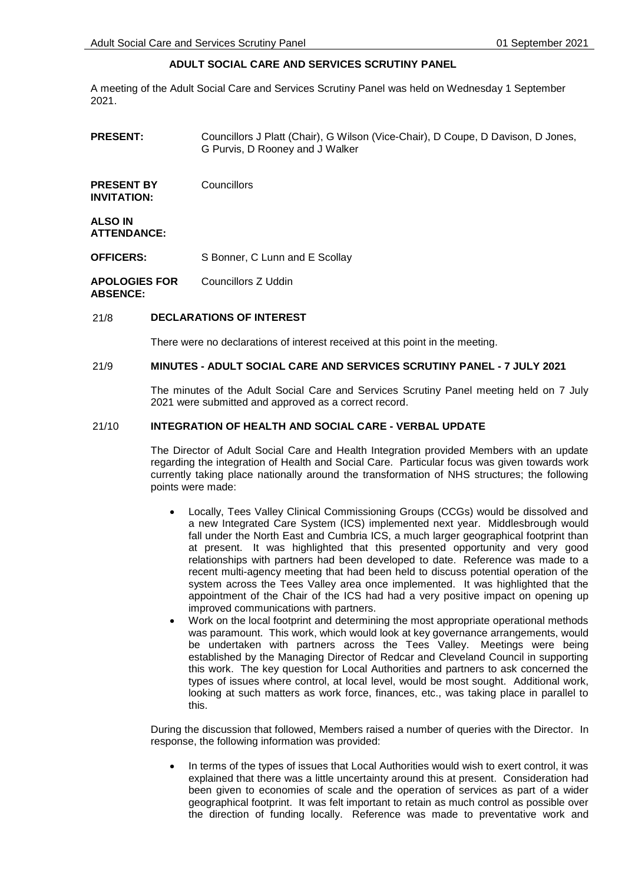# ADULT SOCIAL CARE AND SERVICES SCRUTINY PANEL

A meeting of the Adult Social Care and Services Scrutiny Panel was held on Wednesday 1 September 2021.

| | |
|---|---|
| **PRESENT:** | Councillors J Platt (Chair), G Wilson (Vice-Chair), D Coupe, D Davison, D Jones, G Purvis, D Rooney and J Walker |
| **PRESENT BY INVITATION:** | Councillors |
| **ALSO IN ATTENDANCE:** | |
| **OFFICERS:** | S Bonner, C Lunn and E Scollay |
| **APOLOGIES FOR ABSENCE:** | Councillors Z Uddin |

## 21/8 DECLARATIONS OF INTEREST

There were no declarations of interest received at this point in the meeting.

## 21/9 MINUTES - ADULT SOCIAL CARE AND SERVICES SCRUTINY PANEL - 7 JULY 2021

The minutes of the Adult Social Care and Services Scrutiny Panel meeting held on 7 July 2021 were submitted and approved as a correct record.

## 21/10 INTEGRATION OF HEALTH AND SOCIAL CARE - VERBAL UPDATE

The Director of Adult Social Care and Health Integration provided Members with an update regarding the integration of Health and Social Care. Particular focus was given towards work currently taking place nationally around the transformation of NHS structures; the following points were made:

- Locally, Tees Valley Clinical Commissioning Groups (CCGs) would be dissolved and a new Integrated Care System (ICS) implemented next year. Middlesbrough would fall under the North East and Cumbria ICS, a much larger geographical footprint than at present. It was highlighted that this presented opportunity and very good relationships with partners had been developed to date. Reference was made to a recent multi-agency meeting that had been held to discuss potential operation of the system across the Tees Valley area once implemented. It was highlighted that the appointment of the Chair of the ICS had had a very positive impact on opening up improved communications with partners.
- Work on the local footprint and determining the most appropriate operational methods was paramount. This work, which would look at key governance arrangements, would be undertaken with partners across the Tees Valley. Meetings were being established by the Managing Director of Redcar and Cleveland Council in supporting this work. The key question for Local Authorities and partners to ask concerned the types of issues where control, at local level, would be most sought. Additional work, looking at such matters as work force, finances, etc., was taking place in parallel to this.

During the discussion that followed, Members raised a number of queries with the Director. In response, the following information was provided:

- In terms of the types of issues that Local Authorities would wish to exert control, it was explained that there was a little uncertainty around this at present. Consideration had been given to economies of scale and the operation of services as part of a wider geographical footprint. It was felt important to retain as much control as possible over the direction of funding locally. Reference was made to preventative work and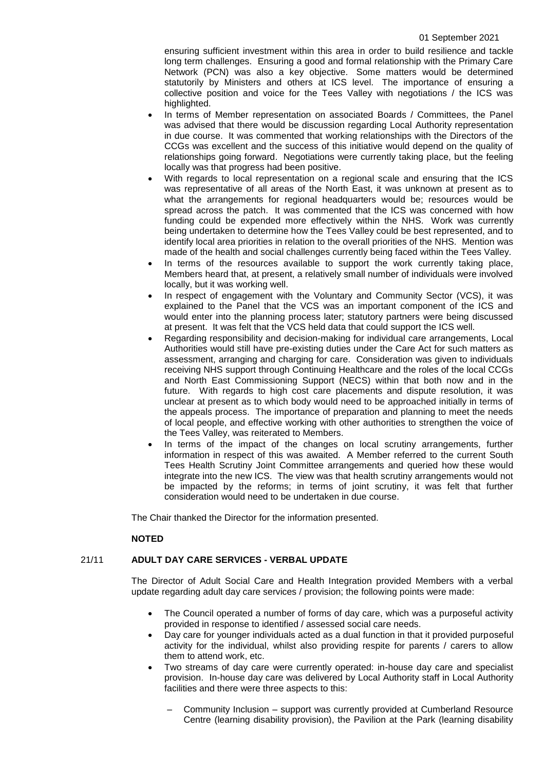ensuring sufficient investment within this area in order to build resilience and tackle long term challenges. Ensuring a good and formal relationship with the Primary Care Network (PCN) was also a key objective. Some matters would be determined statutorily by Ministers and others at ICS level. The importance of ensuring a collective position and voice for the Tees Valley with negotiations / the ICS was highlighted.

- In terms of Member representation on associated Boards / Committees, the Panel was advised that there would be discussion regarding Local Authority representation in due course. It was commented that working relationships with the Directors of the CCGs was excellent and the success of this initiative would depend on the quality of relationships going forward. Negotiations were currently taking place, but the feeling locally was that progress had been positive.
- With regards to local representation on a regional scale and ensuring that the ICS was representative of all areas of the North East, it was unknown at present as to what the arrangements for regional headquarters would be; resources would be spread across the patch. It was commented that the ICS was concerned with how funding could be expended more effectively within the NHS. Work was currently being undertaken to determine how the Tees Valley could be best represented, and to identify local area priorities in relation to the overall priorities of the NHS. Mention was made of the health and social challenges currently being faced within the Tees Valley.
- In terms of the resources available to support the work currently taking place, Members heard that, at present, a relatively small number of individuals were involved locally, but it was working well.
- In respect of engagement with the Voluntary and Community Sector (VCS), it was explained to the Panel that the VCS was an important component of the ICS and would enter into the planning process later; statutory partners were being discussed at present. It was felt that the VCS held data that could support the ICS well.
- Regarding responsibility and decision-making for individual care arrangements, Local Authorities would still have pre-existing duties under the Care Act for such matters as assessment, arranging and charging for care. Consideration was given to individuals receiving NHS support through Continuing Healthcare and the roles of the local CCGs and North East Commissioning Support (NECS) within that both now and in the future. With regards to high cost care placements and dispute resolution, it was unclear at present as to which body would need to be approached initially in terms of the appeals process. The importance of preparation and planning to meet the needs of local people, and effective working with other authorities to strengthen the voice of the Tees Valley, was reiterated to Members.
- In terms of the impact of the changes on local scrutiny arrangements, further information in respect of this was awaited. A Member referred to the current South Tees Health Scrutiny Joint Committee arrangements and queried how these would integrate into the new ICS. The view was that health scrutiny arrangements would not be impacted by the reforms; in terms of joint scrutiny, it was felt that further consideration would need to be undertaken in due course.

The Chair thanked the Director for the information presented.

**NOTED**

## 21/11 ADULT DAY CARE SERVICES - VERBAL UPDATE

The Director of Adult Social Care and Health Integration provided Members with a verbal update regarding adult day care services / provision; the following points were made:

- The Council operated a number of forms of day care, which was a purposeful activity provided in response to identified / assessed social care needs.
- Day care for younger individuals acted as a dual function in that it provided purposeful activity for the individual, whilst also providing respite for parents / carers to allow them to attend work, etc.
- Two streams of day care were currently operated: in-house day care and specialist provision. In-house day care was delivered by Local Authority staff in Local Authority facilities and there were three aspects to this:
  - Community Inclusion – support was currently provided at Cumberland Resource Centre (learning disability provision), the Pavilion at the Park (learning disability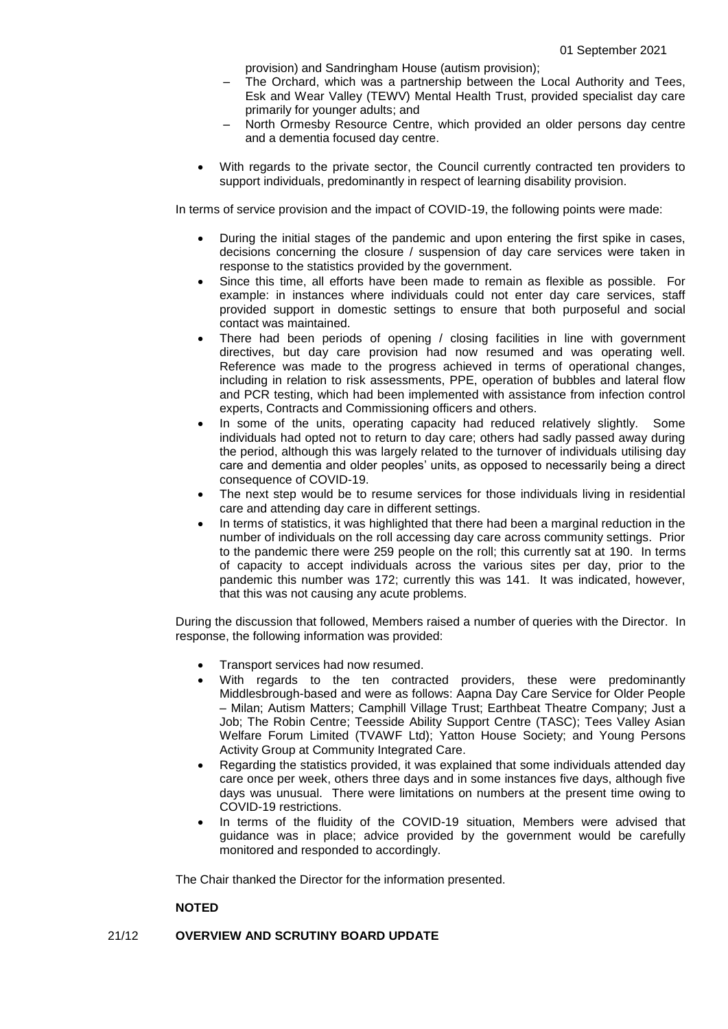provision) and Sandringham House (autism provision);

  - The Orchard, which was a partnership between the Local Authority and Tees, Esk and Wear Valley (TEWV) Mental Health Trust, provided specialist day care primarily for younger adults; and
  - North Ormesby Resource Centre, which provided an older persons day centre and a dementia focused day centre.

- With regards to the private sector, the Council currently contracted ten providers to support individuals, predominantly in respect of learning disability provision.

In terms of service provision and the impact of COVID-19, the following points were made:

- During the initial stages of the pandemic and upon entering the first spike in cases, decisions concerning the closure / suspension of day care services were taken in response to the statistics provided by the government.
- Since this time, all efforts have been made to remain as flexible as possible. For example: in instances where individuals could not enter day care services, staff provided support in domestic settings to ensure that both purposeful and social contact was maintained.
- There had been periods of opening / closing facilities in line with government directives, but day care provision had now resumed and was operating well. Reference was made to the progress achieved in terms of operational changes, including in relation to risk assessments, PPE, operation of bubbles and lateral flow and PCR testing, which had been implemented with assistance from infection control experts, Contracts and Commissioning officers and others.
- In some of the units, operating capacity had reduced relatively slightly. Some individuals had opted not to return to day care; others had sadly passed away during the period, although this was largely related to the turnover of individuals utilising day care and dementia and older peoples' units, as opposed to necessarily being a direct consequence of COVID-19.
- The next step would be to resume services for those individuals living in residential care and attending day care in different settings.
- In terms of statistics, it was highlighted that there had been a marginal reduction in the number of individuals on the roll accessing day care across community settings. Prior to the pandemic there were 259 people on the roll; this currently sat at 190. In terms of capacity to accept individuals across the various sites per day, prior to the pandemic this number was 172; currently this was 141. It was indicated, however, that this was not causing any acute problems.

During the discussion that followed, Members raised a number of queries with the Director. In response, the following information was provided:

- Transport services had now resumed.
- With regards to the ten contracted providers, these were predominantly Middlesbrough-based and were as follows: Aapna Day Care Service for Older People – Milan; Autism Matters; Camphill Village Trust; Earthbeat Theatre Company; Just a Job; The Robin Centre; Teesside Ability Support Centre (TASC); Tees Valley Asian Welfare Forum Limited (TVAWF Ltd); Yatton House Society; and Young Persons Activity Group at Community Integrated Care.
- Regarding the statistics provided, it was explained that some individuals attended day care once per week, others three days and in some instances five days, although five days was unusual. There were limitations on numbers at the present time owing to COVID-19 restrictions.
- In terms of the fluidity of the COVID-19 situation, Members were advised that guidance was in place; advice provided by the government would be carefully monitored and responded to accordingly.

The Chair thanked the Director for the information presented.

**NOTED**

**21/12 OVERVIEW AND SCRUTINY BOARD UPDATE**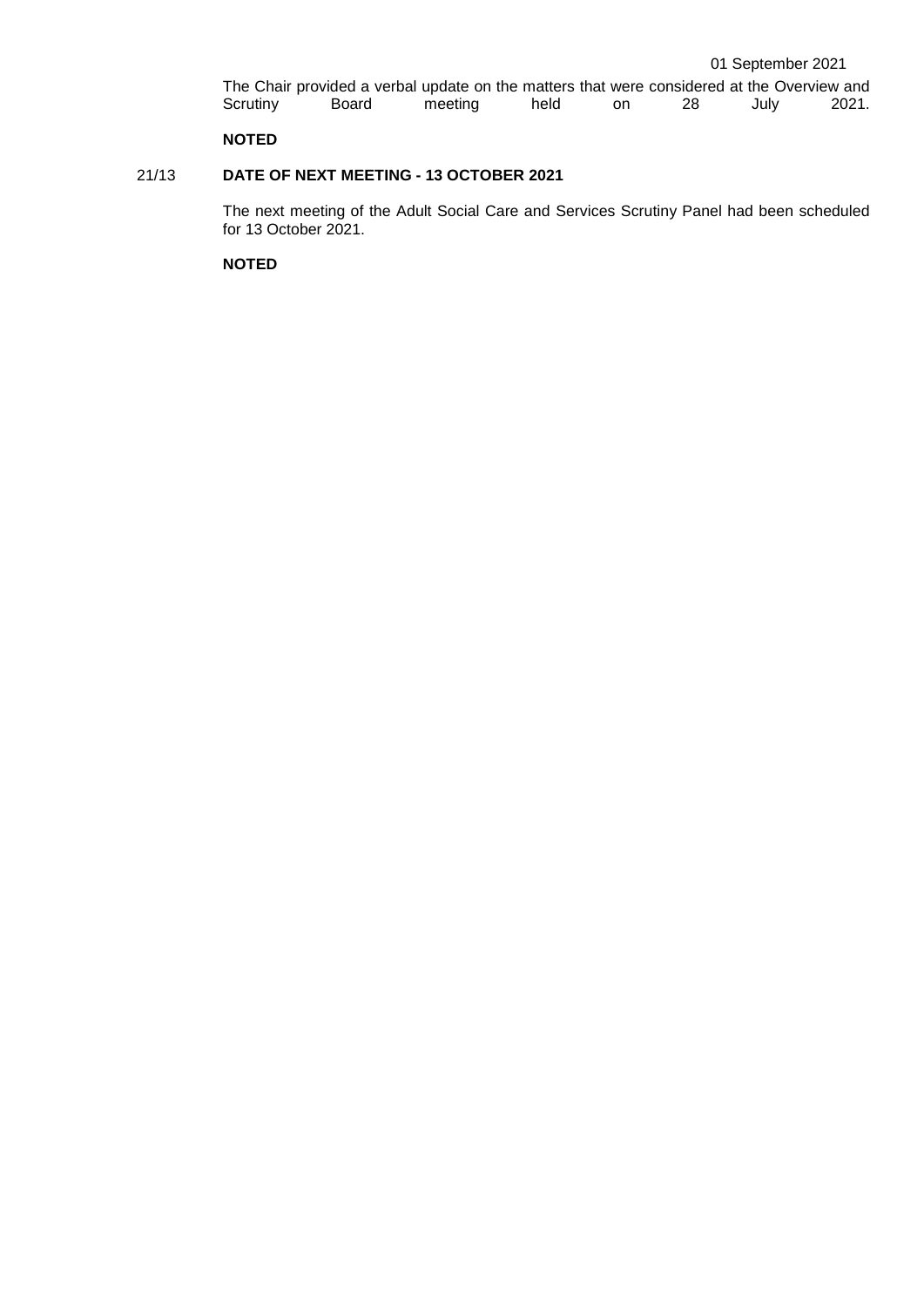The Chair provided a verbal update on the matters that were considered at the Overview and Scrutiny Board meeting held on 28 July 2021.

**NOTED**

21/13 **DATE OF NEXT MEETING - 13 OCTOBER 2021**

The next meeting of the Adult Social Care and Services Scrutiny Panel had been scheduled for 13 October 2021.

**NOTED**